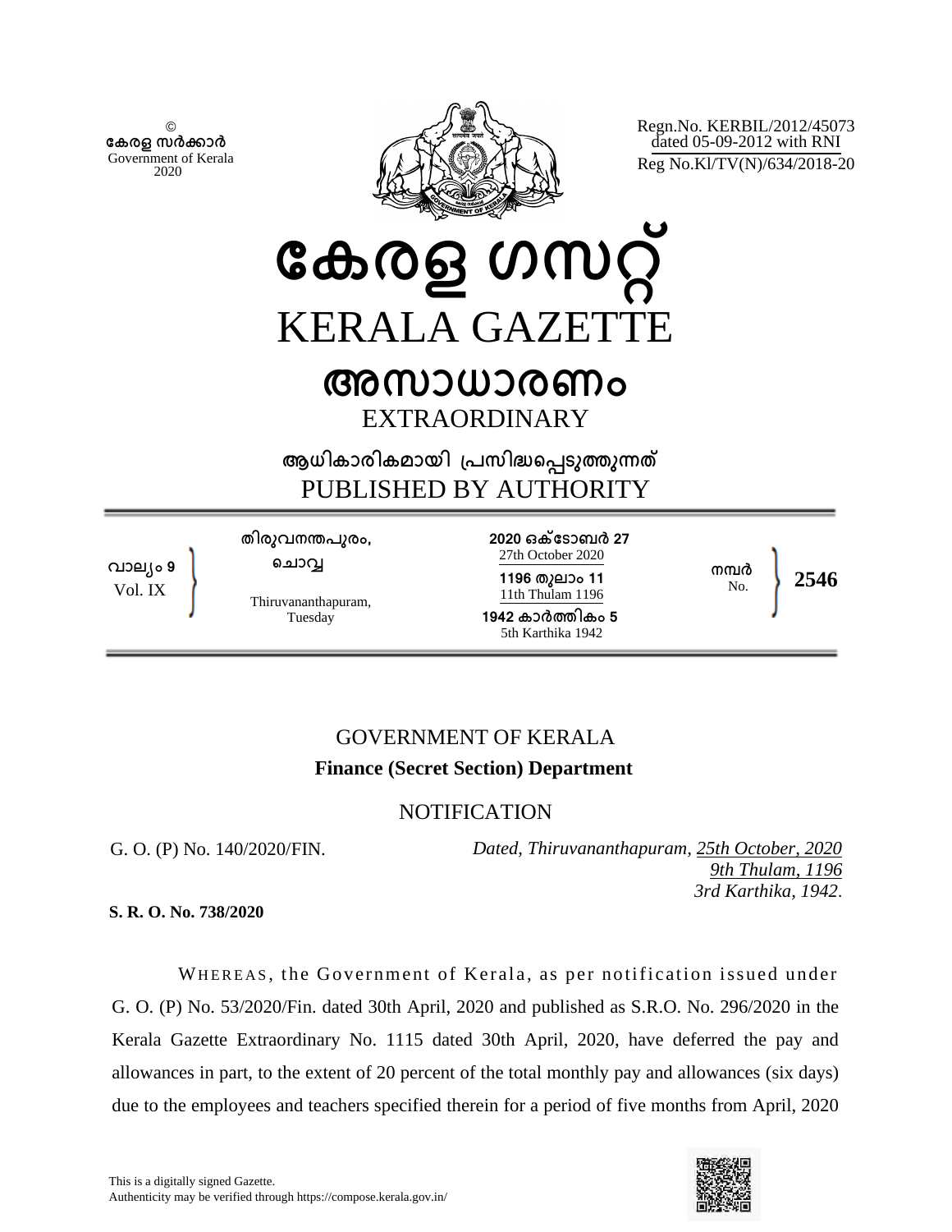©
കേരള സർക്കാർ
Government of Kerala
2020

Regn.No. KERBIL/2012/45073
dated 05-09-2012 with RNI
Reg No.Kl/TV(N)/634/2018-20

# കേരള ഗസറ്റ്
# KERALA GAZETTE

## അസാധാരണം
## EXTRAORDINARY

ആധികാരികമായി പ്രസിദ്ധപ്പെടുത്തുന്നത്
PUBLISHED BY AUTHORITY

| | | | |
|---|---|---|---|
| വാല്യം 9 Vol. IX | തിരുവനന്തപുരം, ചൊവ്വ Thiruvananthapuram, Tuesday | 2020 ഒക്ടോബർ 27 27th October 2020 1196 തുലാം 11 11th Thulam 1196 1942 കാർത്തികം 5 5th Karthika 1942 | നമ്പർ No. **2546** |

GOVERNMENT OF KERALA

**Finance (Secret Section) Department**

NOTIFICATION

G. O. (P) No. 140/2020/FIN. *Dated, Thiruvananthapuram, 25th October, 2020 9th Thulam, 1196 3rd Karthika, 1942.*

**S. R. O. No. 738/2020**

WHEREAS, the Government of Kerala, as per notification issued under G. O. (P) No. 53/2020/Fin. dated 30th April, 2020 and published as S.R.O. No. 296/2020 in the Kerala Gazette Extraordinary No. 1115 dated 30th April, 2020, have deferred the pay and allowances in part, to the extent of 20 percent of the total monthly pay and allowances (six days) due to the employees and teachers specified therein for a period of five months from April, 2020

This is a digitally signed Gazette.
Authenticity may be verified through https://compose.kerala.gov.in/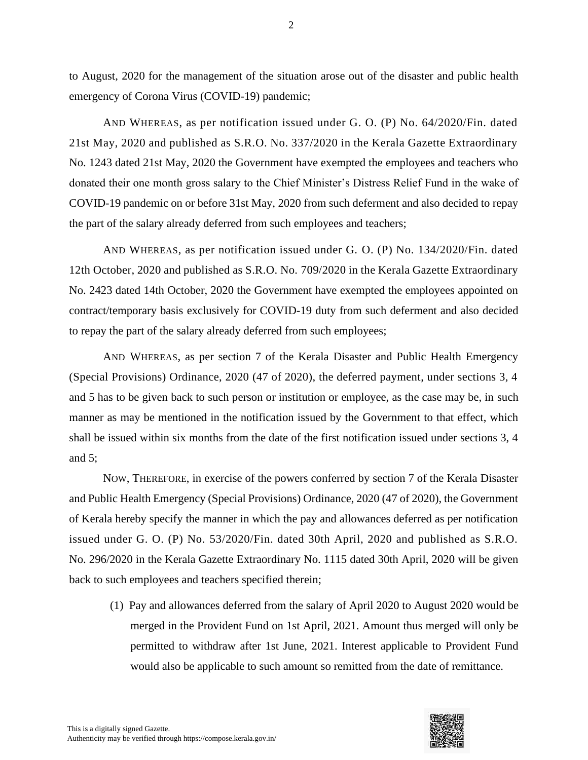to August, 2020 for the management of the situation arose out of the disaster and public health emergency of Corona Virus (COVID-19) pandemic;

AND WHEREAS, as per notification issued under G. O. (P) No. 64/2020/Fin. dated 21st May, 2020 and published as S.R.O. No. 337/2020 in the Kerala Gazette Extraordinary No. 1243 dated 21st May, 2020 the Government have exempted the employees and teachers who donated their one month gross salary to the Chief Minister's Distress Relief Fund in the wake of COVID-19 pandemic on or before 31st May, 2020 from such deferment and also decided to repay the part of the salary already deferred from such employees and teachers;

AND WHEREAS, as per notification issued under G. O. (P) No. 134/2020/Fin. dated 12th October, 2020 and published as S.R.O. No. 709/2020 in the Kerala Gazette Extraordinary No. 2423 dated 14th October, 2020 the Government have exempted the employees appointed on contract/temporary basis exclusively for COVID-19 duty from such deferment and also decided to repay the part of the salary already deferred from such employees;

AND WHEREAS, as per section 7 of the Kerala Disaster and Public Health Emergency (Special Provisions) Ordinance, 2020 (47 of 2020), the deferred payment, under sections 3, 4 and 5 has to be given back to such person or institution or employee, as the case may be, in such manner as may be mentioned in the notification issued by the Government to that effect, which shall be issued within six months from the date of the first notification issued under sections 3, 4 and 5;

NOW, THEREFORE, in exercise of the powers conferred by section 7 of the Kerala Disaster and Public Health Emergency (Special Provisions) Ordinance, 2020 (47 of 2020), the Government of Kerala hereby specify the manner in which the pay and allowances deferred as per notification issued under G. O. (P) No. 53/2020/Fin. dated 30th April, 2020 and published as S.R.O. No. 296/2020 in the Kerala Gazette Extraordinary No. 1115 dated 30th April, 2020 will be given back to such employees and teachers specified therein;

(1) Pay and allowances deferred from the salary of April 2020 to August 2020 would be merged in the Provident Fund on 1st April, 2021. Amount thus merged will only be permitted to withdraw after 1st June, 2021. Interest applicable to Provident Fund would also be applicable to such amount so remitted from the date of remittance.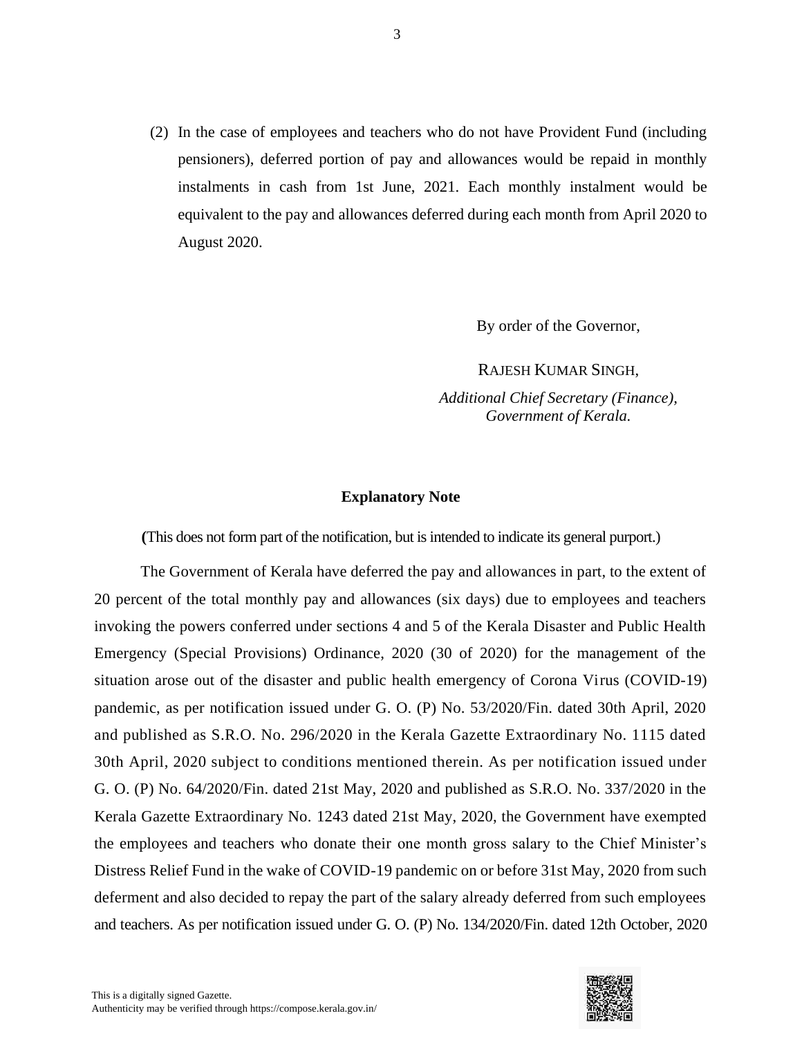(2) In the case of employees and teachers who do not have Provident Fund (including pensioners), deferred portion of pay and allowances would be repaid in monthly instalments in cash from 1st June, 2021. Each monthly instalment would be equivalent to the pay and allowances deferred during each month from April 2020 to August 2020.

By order of the Governor,

RAJESH KUMAR SINGH,

*Additional Chief Secretary (Finance), Government of Kerala.*

## Explanatory Note

(This does not form part of the notification, but is intended to indicate its general purport.)

The Government of Kerala have deferred the pay and allowances in part, to the extent of 20 percent of the total monthly pay and allowances (six days) due to employees and teachers invoking the powers conferred under sections 4 and 5 of the Kerala Disaster and Public Health Emergency (Special Provisions) Ordinance, 2020 (30 of 2020) for the management of the situation arose out of the disaster and public health emergency of Corona Virus (COVID-19) pandemic, as per notification issued under G. O. (P) No. 53/2020/Fin. dated 30th April, 2020 and published as S.R.O. No. 296/2020 in the Kerala Gazette Extraordinary No. 1115 dated 30th April, 2020 subject to conditions mentioned therein. As per notification issued under G. O. (P) No. 64/2020/Fin. dated 21st May, 2020 and published as S.R.O. No. 337/2020 in the Kerala Gazette Extraordinary No. 1243 dated 21st May, 2020, the Government have exempted the employees and teachers who donate their one month gross salary to the Chief Minister's Distress Relief Fund in the wake of COVID-19 pandemic on or before 31st May, 2020 from such deferment and also decided to repay the part of the salary already deferred from such employees and teachers. As per notification issued under G. O. (P) No. 134/2020/Fin. dated 12th October, 2020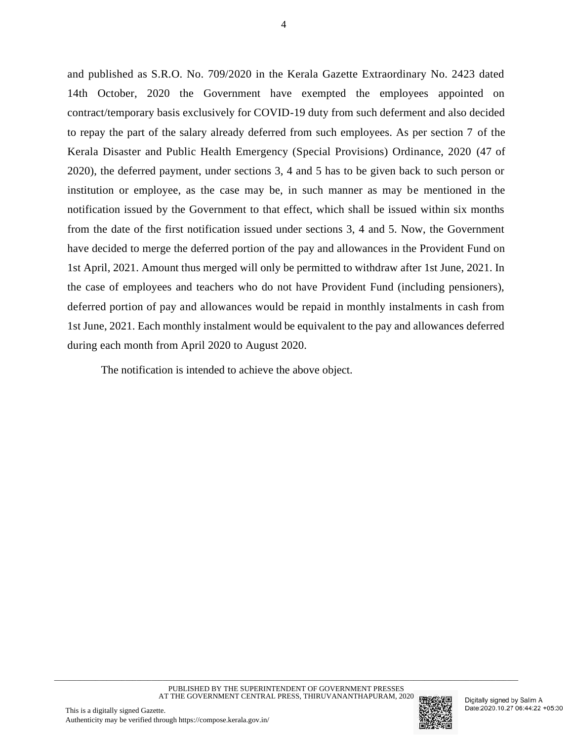and published as S.R.O. No. 709/2020 in the Kerala Gazette Extraordinary No. 2423 dated 14th October, 2020 the Government have exempted the employees appointed on contract/temporary basis exclusively for COVID-19 duty from such deferment and also decided to repay the part of the salary already deferred from such employees. As per section 7 of the Kerala Disaster and Public Health Emergency (Special Provisions) Ordinance, 2020 (47 of 2020), the deferred payment, under sections 3, 4 and 5 has to be given back to such person or institution or employee, as the case may be, in such manner as may be mentioned in the notification issued by the Government to that effect, which shall be issued within six months from the date of the first notification issued under sections 3, 4 and 5. Now, the Government have decided to merge the deferred portion of the pay and allowances in the Provident Fund on 1st April, 2021. Amount thus merged will only be permitted to withdraw after 1st June, 2021. In the case of employees and teachers who do not have Provident Fund (including pensioners), deferred portion of pay and allowances would be repaid in monthly instalments in cash from 1st June, 2021. Each monthly instalment would be equivalent to the pay and allowances deferred during each month from April 2020 to August 2020.

The notification is intended to achieve the above object.

PUBLISHED BY THE SUPERINTENDENT OF GOVERNMENT PRESSES
AT THE GOVERNMENT CENTRAL PRESS, THIRUVANANTHAPURAM, 2020

This is a digitally signed Gazette.
Authenticity may be verified through https://compose.kerala.gov.in/

Digitally signed by Salim A
Date:2020.10.27 06:44:22 +05:30